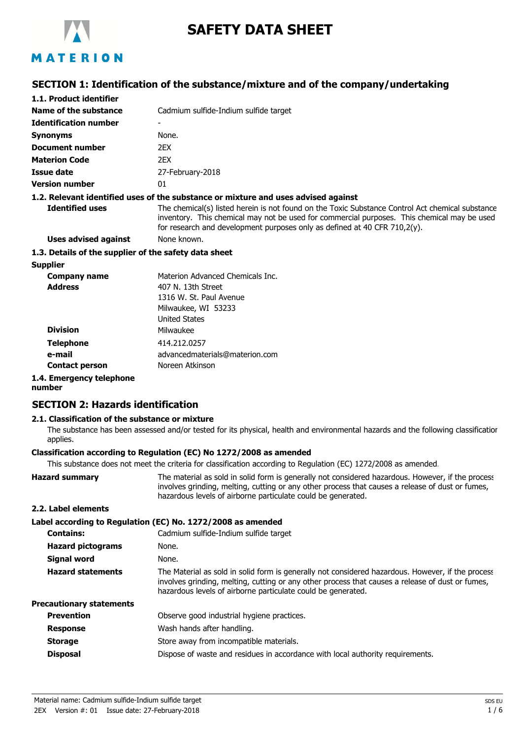# SAFETY DATA SHEET

## SECTION 1: Identification of the substance/mixture and of the company/undertaking

### 1.1. Product identifier

| | |
|---|---|
| **Name of the substance** | Cadmium sulfide-Indium sulfide target |
| **Identification number** | - |
| **Synonyms** | None. |
| **Document number** | 2EX |
| **Materion Code** | 2EX |
| **Issue date** | 27-February-2018 |
| **Version number** | 01 |

### 1.2. Relevant identified uses of the substance or mixture and uses advised against

| | |
|---|---|
| **Identified uses** | The chemical(s) listed herein is not found on the Toxic Substance Control Act chemical substance inventory. This chemical may not be used for commercial purposes. This chemical may be used for research and development purposes only as defined at 40 CFR 710,2(y). |
| **Uses advised against** | None known. |

### 1.3. Details of the supplier of the safety data sheet

**Supplier**

| | |
|---|---|
| **Company name** | Materion Advanced Chemicals Inc. |
| **Address** | 407 N. 13th Street<br>1316 W. St. Paul Avenue<br>Milwaukee, WI 53233<br>United States |
| **Division** | Milwaukee |
| **Telephone** | 414.212.0257 |
| **e-mail** | advancedmaterials@materion.com |
| **Contact person** | Noreen Atkinson |

### 1.4. Emergency telephone number

## SECTION 2: Hazards identification

### 2.1. Classification of the substance or mixture

The substance has been assessed and/or tested for its physical, health and environmental hazards and the following classification applies.

**Classification according to Regulation (EC) No 1272/2008 as amended**

This substance does not meet the criteria for classification according to Regulation (EC) 1272/2008 as amended.

| | |
|---|---|
| **Hazard summary** | The material as sold in solid form is generally not considered hazardous. However, if the process involves grinding, melting, cutting or any other process that causes a release of dust or fumes, hazardous levels of airborne particulate could be generated. |

### 2.2. Label elements

**Label according to Regulation (EC) No. 1272/2008 as amended**

| | |
|---|---|
| **Contains:** | Cadmium sulfide-Indium sulfide target |
| **Hazard pictograms** | None. |
| **Signal word** | None. |
| **Hazard statements** | The Material as sold in solid form is generally not considered hazardous. However, if the process involves grinding, melting, cutting or any other process that causes a release of dust or fumes, hazardous levels of airborne particulate could be generated. |

**Precautionary statements**

| | |
|---|---|
| **Prevention** | Observe good industrial hygiene practices. |
| **Response** | Wash hands after handling. |
| **Storage** | Store away from incompatible materials. |
| **Disposal** | Dispose of waste and residues in accordance with local authority requirements. |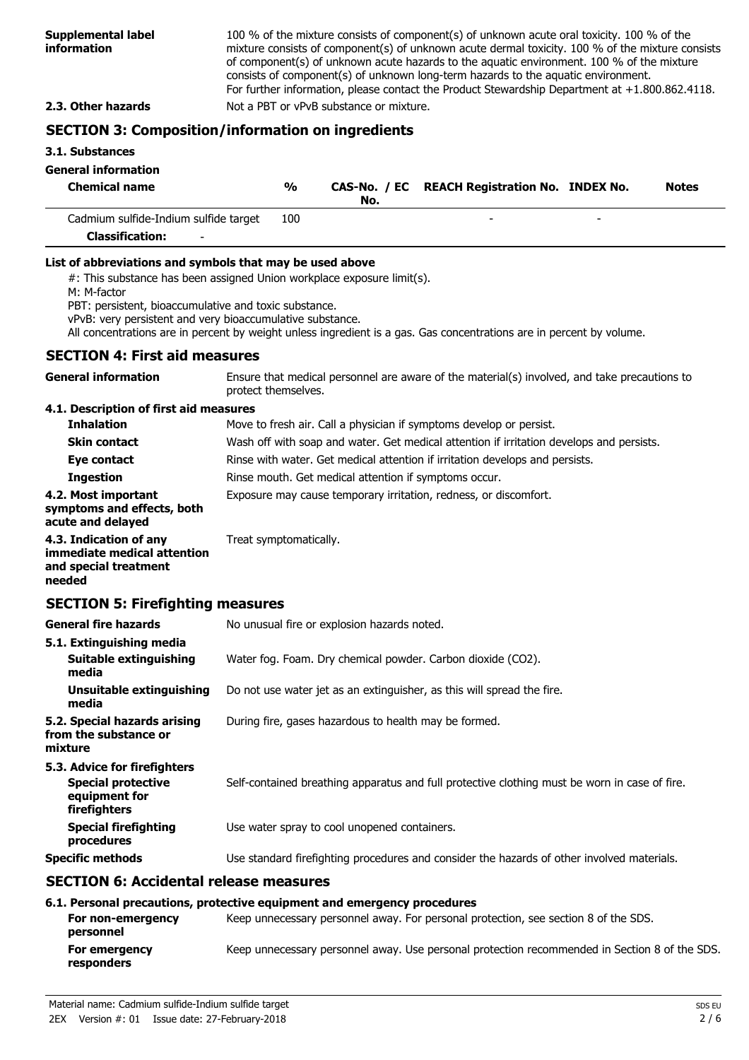**Supplemental label information**

100 % of the mixture consists of component(s) of unknown acute oral toxicity. 100 % of the mixture consists of component(s) of unknown acute dermal toxicity. 100 % of the mixture consists of component(s) of unknown acute hazards to the aquatic environment. 100 % of the mixture consists of component(s) of unknown long-term hazards to the aquatic environment.
For further information, please contact the Product Stewardship Department at +1.800.862.4118.

**2.3. Other hazards** Not a PBT or vPvB substance or mixture.

## SECTION 3: Composition/information on ingredients

### 3.1. Substances

**General information**

| Chemical name | % | CAS-No. / EC No. | REACH Registration No. | INDEX No. | Notes |
|---|---|---|---|---|---|
| Cadmium sulfide-Indium sulfide target | 100 | | - | - | |
| **Classification:** - | | | | | |

**List of abbreviations and symbols that may be used above**

#: This substance has been assigned Union workplace exposure limit(s).
M: M-factor
PBT: persistent, bioaccumulative and toxic substance.
vPvB: very persistent and very bioaccumulative substance.
All concentrations are in percent by weight unless ingredient is a gas. Gas concentrations are in percent by volume.

## SECTION 4: First aid measures

**General information** Ensure that medical personnel are aware of the material(s) involved, and take precautions to protect themselves.

### 4.1. Description of first aid measures

**Inhalation** Move to fresh air. Call a physician if symptoms develop or persist.

**Skin contact** Wash off with soap and water. Get medical attention if irritation develops and persists.

**Eye contact** Rinse with water. Get medical attention if irritation develops and persists.

**Ingestion** Rinse mouth. Get medical attention if symptoms occur.

**4.2. Most important symptoms and effects, both acute and delayed** Exposure may cause temporary irritation, redness, or discomfort.

**4.3. Indication of any immediate medical attention and special treatment needed** Treat symptomatically.

## SECTION 5: Firefighting measures

**General fire hazards** No unusual fire or explosion hazards noted.

### 5.1. Extinguishing media

**Suitable extinguishing media** Water fog. Foam. Dry chemical powder. Carbon dioxide ($CO_2$).

**Unsuitable extinguishing media** Do not use water jet as an extinguisher, as this will spread the fire.

**5.2. Special hazards arising from the substance or mixture** During fire, gases hazardous to health may be formed.

### 5.3. Advice for firefighters

**Special protective equipment for firefighters** Self-contained breathing apparatus and full protective clothing must be worn in case of fire.

**Special firefighting procedures** Use water spray to cool unopened containers.

**Specific methods** Use standard firefighting procedures and consider the hazards of other involved materials.

## SECTION 6: Accidental release measures

### 6.1. Personal precautions, protective equipment and emergency procedures

**For non-emergency personnel** Keep unnecessary personnel away. For personal protection, see section 8 of the SDS.

**For emergency responders** Keep unnecessary personnel away. Use personal protection recommended in Section 8 of the SDS.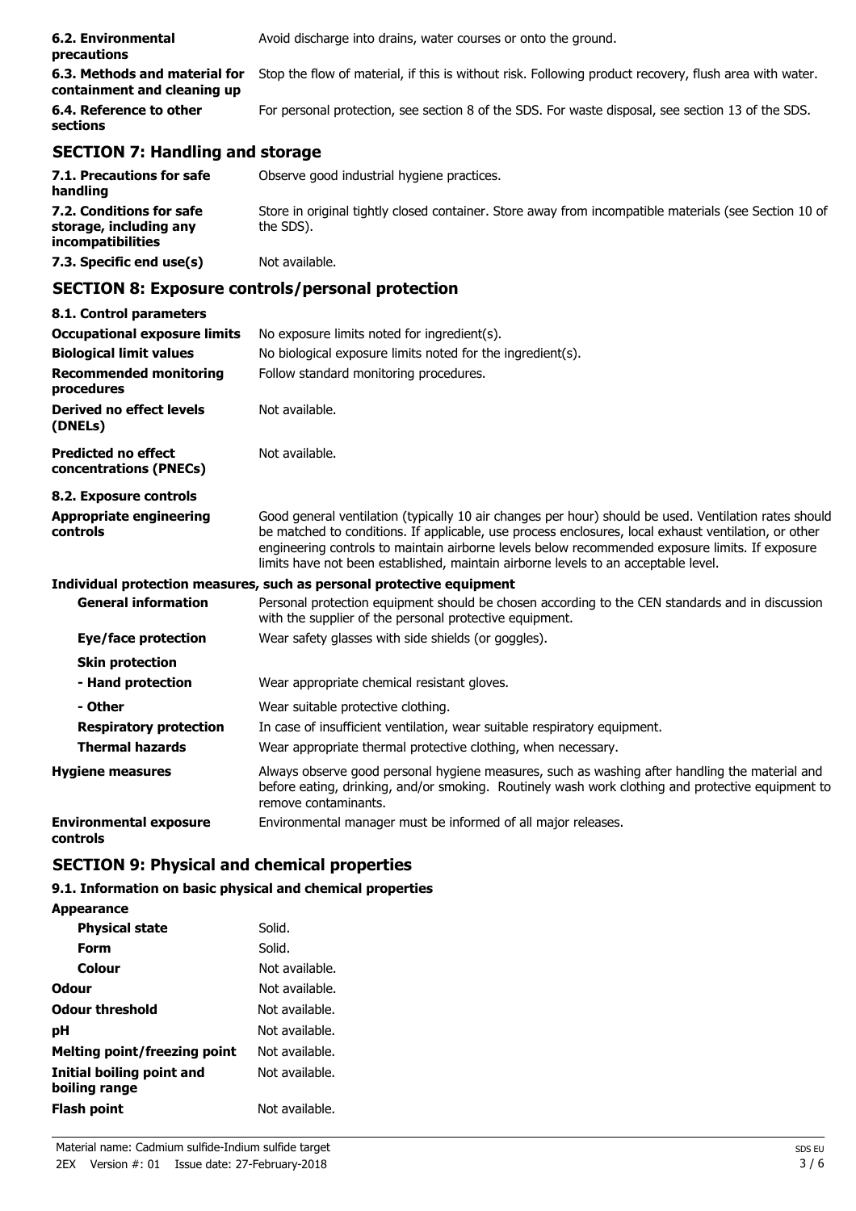| | |
|---|---|
| **6.2. Environmental precautions** | Avoid discharge into drains, water courses or onto the ground. |
| **6.3. Methods and material for containment and cleaning up** | Stop the flow of material, if this is without risk. Following product recovery, flush area with water. |
| **6.4. Reference to other sections** | For personal protection, see section 8 of the SDS. For waste disposal, see section 13 of the SDS. |

## SECTION 7: Handling and storage

| | |
|---|---|
| **7.1. Precautions for safe handling** | Observe good industrial hygiene practices. |
| **7.2. Conditions for safe storage, including any incompatibilities** | Store in original tightly closed container. Store away from incompatible materials (see Section 10 of the SDS). |
| **7.3. Specific end use(s)** | Not available. |

## SECTION 8: Exposure controls/personal protection

**8.1. Control parameters**

| | |
|---|---|
| **Occupational exposure limits** | No exposure limits noted for ingredient(s). |
| **Biological limit values** | No biological exposure limits noted for the ingredient(s). |
| **Recommended monitoring procedures** | Follow standard monitoring procedures. |
| **Derived no effect levels (DNELs)** | Not available. |
| **Predicted no effect concentrations (PNECs)** | Not available. |

**8.2. Exposure controls**

| | |
|---|---|
| **Appropriate engineering controls** | Good general ventilation (typically 10 air changes per hour) should be used. Ventilation rates should be matched to conditions. If applicable, use process enclosures, local exhaust ventilation, or other engineering controls to maintain airborne levels below recommended exposure limits. If exposure limits have not been established, maintain airborne levels to an acceptable level. |

**Individual protection measures, such as personal protective equipment**

| | |
|---|---|
| **General information** | Personal protection equipment should be chosen according to the CEN standards and in discussion with the supplier of the personal protective equipment. |
| **Eye/face protection** | Wear safety glasses with side shields (or goggles). |
| **Skin protection** | |
| **- Hand protection** | Wear appropriate chemical resistant gloves. |
| **- Other** | Wear suitable protective clothing. |
| **Respiratory protection** | In case of insufficient ventilation, wear suitable respiratory equipment. |
| **Thermal hazards** | Wear appropriate thermal protective clothing, when necessary. |
| **Hygiene measures** | Always observe good personal hygiene measures, such as washing after handling the material and before eating, drinking, and/or smoking. Routinely wash work clothing and protective equipment to remove contaminants. |
| **Environmental exposure controls** | Environmental manager must be informed of all major releases. |

## SECTION 9: Physical and chemical properties

**9.1. Information on basic physical and chemical properties**

| | |
|---|---|
| **Appearance** | |
| **Physical state** | Solid. |
| **Form** | Solid. |
| **Colour** | Not available. |
| **Odour** | Not available. |
| **Odour threshold** | Not available. |
| **pH** | Not available. |
| **Melting point/freezing point** | Not available. |
| **Initial boiling point and boiling range** | Not available. |
| **Flash point** | Not available. |

Material name: Cadmium sulfide-Indium sulfide target
2EX Version #: 01 Issue date: 27-February-2018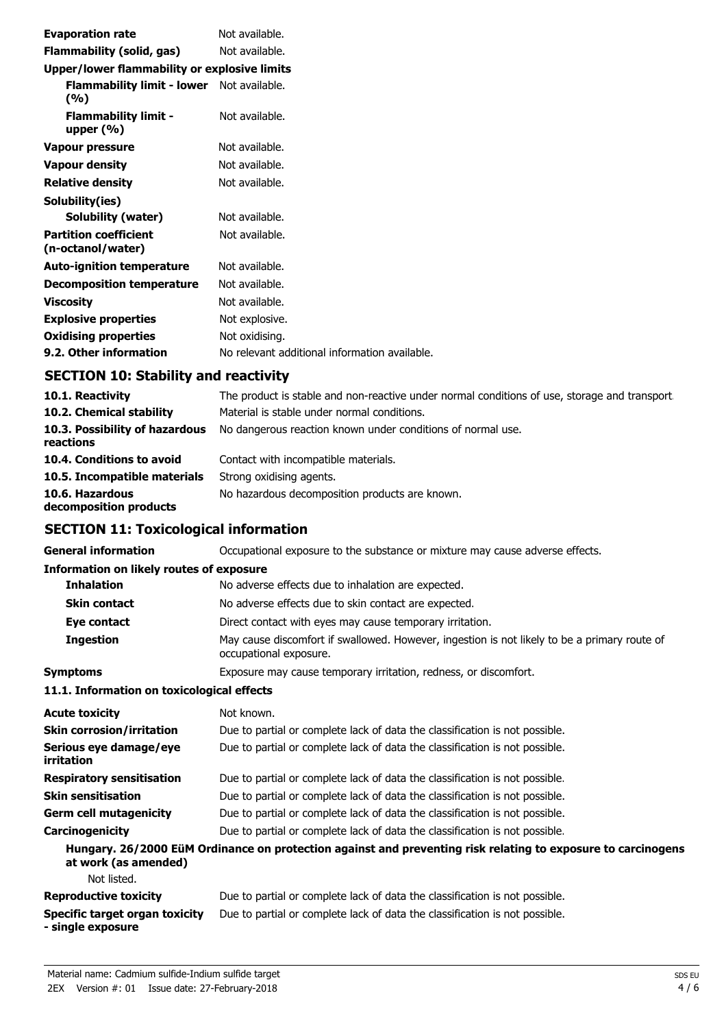| | |
|---|---|
| **Evaporation rate** | Not available. |
| **Flammability (solid, gas)** | Not available. |
| **Upper/lower flammability or explosive limits** | |
| **Flammability limit - lower (%)** | Not available. |
| **Flammability limit - upper (%)** | Not available. |
| **Vapour pressure** | Not available. |
| **Vapour density** | Not available. |
| **Relative density** | Not available. |
| **Solubility(ies)** | |
| **Solubility (water)** | Not available. |
| **Partition coefficient (n-octanol/water)** | Not available. |
| **Auto-ignition temperature** | Not available. |
| **Decomposition temperature** | Not available. |
| **Viscosity** | Not available. |
| **Explosive properties** | Not explosive. |
| **Oxidising properties** | Not oxidising. |
| **9.2. Other information** | No relevant additional information available. |

## SECTION 10: Stability and reactivity

| | |
|---|---|
| **10.1. Reactivity** | The product is stable and non-reactive under normal conditions of use, storage and transport. |
| **10.2. Chemical stability** | Material is stable under normal conditions. |
| **10.3. Possibility of hazardous reactions** | No dangerous reaction known under conditions of normal use. |
| **10.4. Conditions to avoid** | Contact with incompatible materials. |
| **10.5. Incompatible materials** | Strong oxidising agents. |
| **10.6. Hazardous decomposition products** | No hazardous decomposition products are known. |

## SECTION 11: Toxicological information

| | |
|---|---|
| **General information** | Occupational exposure to the substance or mixture may cause adverse effects. |
| **Information on likely routes of exposure** | |
| **Inhalation** | No adverse effects due to inhalation are expected. |
| **Skin contact** | No adverse effects due to skin contact are expected. |
| **Eye contact** | Direct contact with eyes may cause temporary irritation. |
| **Ingestion** | May cause discomfort if swallowed. However, ingestion is not likely to be a primary route of occupational exposure. |
| **Symptoms** | Exposure may cause temporary irritation, redness, or discomfort. |

### 11.1. Information on toxicological effects

| | |
|---|---|
| **Acute toxicity** | Not known. |
| **Skin corrosion/irritation** | Due to partial or complete lack of data the classification is not possible. |
| **Serious eye damage/eye irritation** | Due to partial or complete lack of data the classification is not possible. |
| **Respiratory sensitisation** | Due to partial or complete lack of data the classification is not possible. |
| **Skin sensitisation** | Due to partial or complete lack of data the classification is not possible. |
| **Germ cell mutagenicity** | Due to partial or complete lack of data the classification is not possible. |
| **Carcinogenicity** | Due to partial or complete lack of data the classification is not possible. |

**Hungary. 26/2000 EüM Ordinance on protection against and preventing risk relating to exposure to carcinogens at work (as amended)**

Not listed.

| | |
|---|---|
| **Reproductive toxicity** | Due to partial or complete lack of data the classification is not possible. |
| **Specific target organ toxicity - single exposure** | Due to partial or complete lack of data the classification is not possible. |

Material name: Cadmium sulfide-Indium sulfide target

2EX Version #: 01 Issue date: 27-February-2018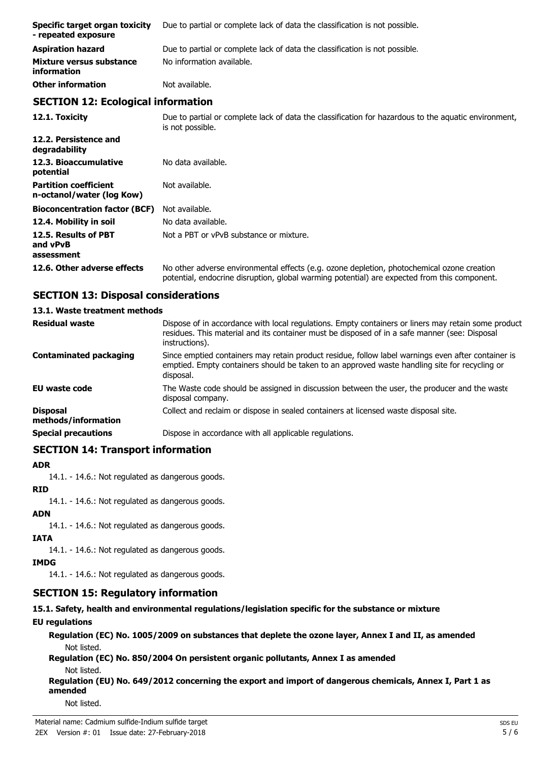| | |
|---|---|
| **Specific target organ toxicity - repeated exposure** | Due to partial or complete lack of data the classification is not possible. |
| **Aspiration hazard** | Due to partial or complete lack of data the classification is not possible. |
| **Mixture versus substance information** | No information available. |
| **Other information** | Not available. |

## SECTION 12: Ecological information

| | |
|---|---|
| **12.1. Toxicity** | Due to partial or complete lack of data the classification for hazardous to the aquatic environment, is not possible. |
| **12.2. Persistence and degradability** | |
| **12.3. Bioaccumulative potential** | No data available. |
| **Partition coefficient n-octanol/water (log Kow)** | Not available. |
| **Bioconcentration factor (BCF)** | Not available. |
| **12.4. Mobility in soil** | No data available. |
| **12.5. Results of PBT and vPvB assessment** | Not a PBT or vPvB substance or mixture. |
| **12.6. Other adverse effects** | No other adverse environmental effects (e.g. ozone depletion, photochemical ozone creation potential, endocrine disruption, global warming potential) are expected from this component. |

## SECTION 13: Disposal considerations

### 13.1. Waste treatment methods

| | |
|---|---|
| **Residual waste** | Dispose of in accordance with local regulations. Empty containers or liners may retain some product residues. This material and its container must be disposed of in a safe manner (see: Disposal instructions). |
| **Contaminated packaging** | Since emptied containers may retain product residue, follow label warnings even after container is emptied. Empty containers should be taken to an approved waste handling site for recycling or disposal. |
| **EU waste code** | The Waste code should be assigned in discussion between the user, the producer and the waste disposal company. |
| **Disposal methods/information** | Collect and reclaim or dispose in sealed containers at licensed waste disposal site. |
| **Special precautions** | Dispose in accordance with all applicable regulations. |

## SECTION 14: Transport information

**ADR**

14.1. - 14.6.: Not regulated as dangerous goods.

**RID**

14.1. - 14.6.: Not regulated as dangerous goods.

**ADN**

14.1. - 14.6.: Not regulated as dangerous goods.

**IATA**

14.1. - 14.6.: Not regulated as dangerous goods.

**IMDG**

14.1. - 14.6.: Not regulated as dangerous goods.

## SECTION 15: Regulatory information

### 15.1. Safety, health and environmental regulations/legislation specific for the substance or mixture

**EU regulations**

**Regulation (EC) No. 1005/2009 on substances that deplete the ozone layer, Annex I and II, as amended**

Not listed.

**Regulation (EC) No. 850/2004 On persistent organic pollutants, Annex I as amended**

Not listed.

**Regulation (EU) No. 649/2012 concerning the export and import of dangerous chemicals, Annex I, Part 1 as amended**

Not listed.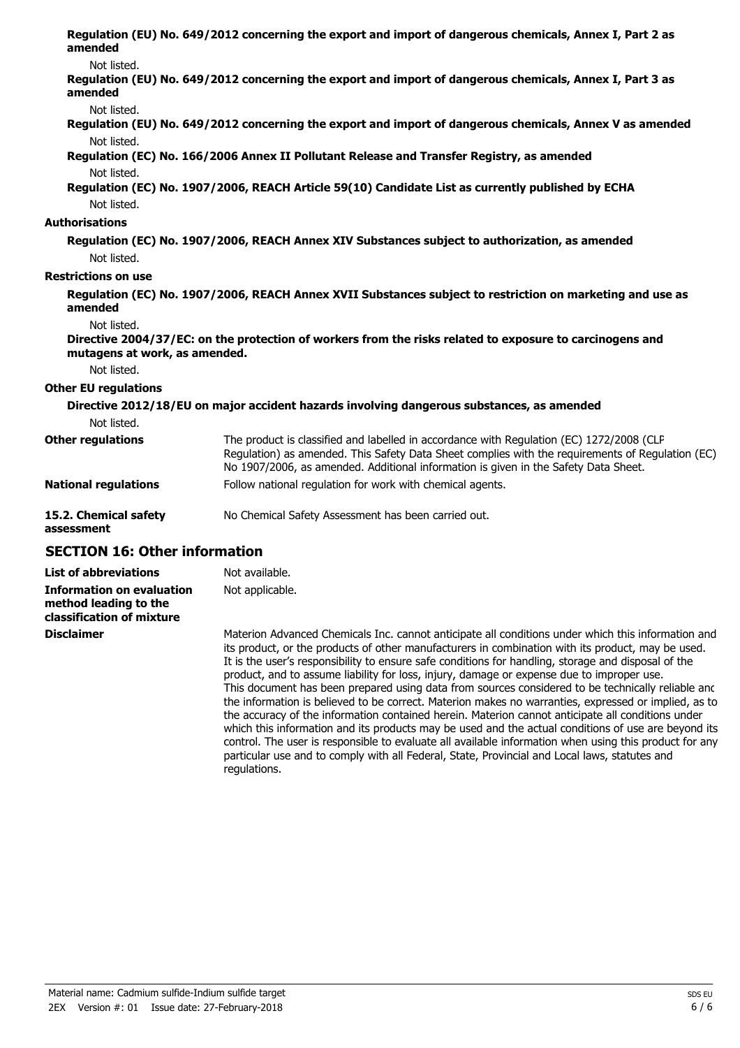**Regulation (EU) No. 649/2012 concerning the export and import of dangerous chemicals, Annex I, Part 2 as amended**

Not listed.

**Regulation (EU) No. 649/2012 concerning the export and import of dangerous chemicals, Annex I, Part 3 as amended**

Not listed.

**Regulation (EU) No. 649/2012 concerning the export and import of dangerous chemicals, Annex V as amended**

Not listed.

**Regulation (EC) No. 166/2006 Annex II Pollutant Release and Transfer Registry, as amended**

Not listed.

**Regulation (EC) No. 1907/2006, REACH Article 59(10) Candidate List as currently published by ECHA**

Not listed.

**Authorisations**

**Regulation (EC) No. 1907/2006, REACH Annex XIV Substances subject to authorization, as amended**

Not listed.

**Restrictions on use**

**Regulation (EC) No. 1907/2006, REACH Annex XVII Substances subject to restriction on marketing and use as amended**

Not listed.

**Directive 2004/37/EC: on the protection of workers from the risks related to exposure to carcinogens and mutagens at work, as amended.**

Not listed.

**Other EU regulations**

**Directive 2012/18/EU on major accident hazards involving dangerous substances, as amended**

Not listed.

**Other regulations** The product is classified and labelled in accordance with Regulation (EC) 1272/2008 (CLP Regulation) as amended. This Safety Data Sheet complies with the requirements of Regulation (EC) No 1907/2006, as amended. Additional information is given in the Safety Data Sheet.

**National regulations** Follow national regulation for work with chemical agents.

**15.2. Chemical safety assessment** No Chemical Safety Assessment has been carried out.

## SECTION 16: Other information

**List of abbreviations** Not available.

**Information on evaluation method leading to the classification of mixture** Not applicable.

**Disclaimer** Materion Advanced Chemicals Inc. cannot anticipate all conditions under which this information and its product, or the products of other manufacturers in combination with its product, may be used. It is the user's responsibility to ensure safe conditions for handling, storage and disposal of the product, and to assume liability for loss, injury, damage or expense due to improper use. This document has been prepared using data from sources considered to be technically reliable and the information is believed to be correct. Materion makes no warranties, expressed or implied, as to the accuracy of the information contained herein. Materion cannot anticipate all conditions under which this information and its products may be used and the actual conditions of use are beyond its control. The user is responsible to evaluate all available information when using this product for any particular use and to comply with all Federal, State, Provincial and Local laws, statutes and regulations.